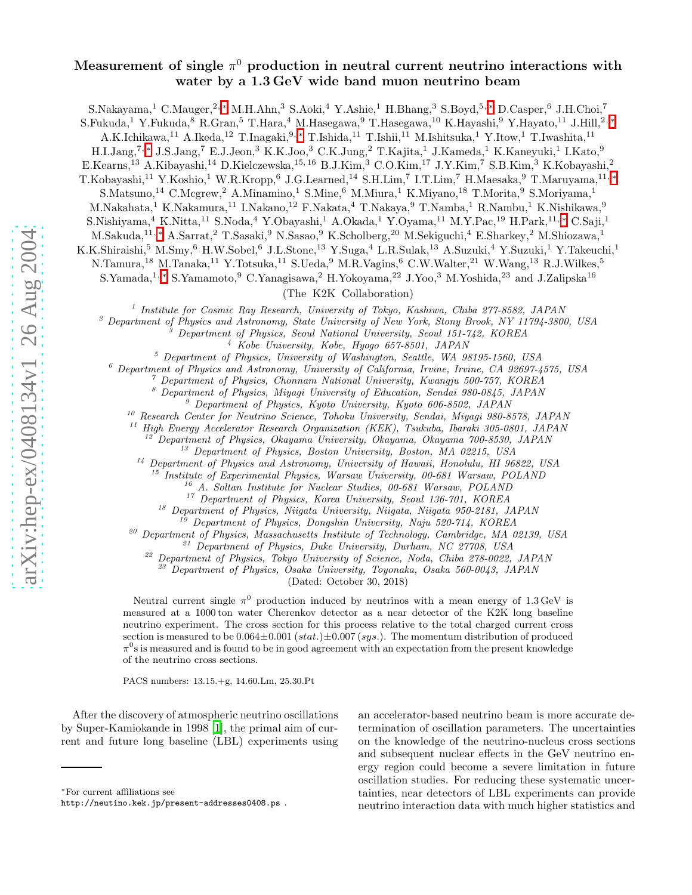# Measurement of single $\pi^0$ production in neutral current neutrino interactions with water by a 1.3 GeV wide band muon neutrino beam

S.Nakayama,[1] C.Mauger,[2,*] M.H.Ahn,[3] S.Aoki,[4] Y.Ashie,[1] H.Bhang,[3] S.Boyd,[5,*] D.Casper,[6] J.H.Choi,[7] S.Fukuda,[1] Y.Fukuda,[8] R.Gran,[5] T.Hara,[4] M.Hasegawa,[9] T.Hasegawa,[10] K.Hayashi,[9] Y.Hayato,[11] J.Hill,[2,*] A.K.Ichikawa,[11] A.Ikeda,[12] T.Inagaki,[9,*] T.Ishida,[11] T.Ishii,[11] M.Ishitsuka,[1] Y.Itow,[1] T.Iwashita,[11] H.I.Jang,[7,*] J.S.Jang,[7] E.J.Jeon,[3] K.K.Joo,[3] C.K.Jung,[2] T.Kajita,[1] J.Kameda,[1] K.Kaneyuki,[1] I.Kato,[9] E.Kearns,[13] A.Kibayashi,[14] D.Kielczewska,[15,16] B.J.Kim,[3] C.O.Kim,[17] J.Y.Kim,[7] S.B.Kim,[3] K.Kobayashi,[2] T.Kobayashi,[11] Y.Koshio,[1] W.R.Kropp,[6] J.G.Learned,[14] S.H.Lim,[7] I.T.Lim,[7] H.Maesaka,[9] T.Maruyama,[11,*] S.Matsuno,[14] C.Mcgrew,[2] A.Minamino,[1] S.Mine,[6] M.Miura,[1] K.Miyano,[18] T.Morita,[9] S.Moriyama,[1] M.Nakahata,[1] K.Nakamura,[11] I.Nakano,[12] F.Nakata,[4] T.Nakaya,[9] T.Namba,[1] R.Nambu,[1] K.Nishikawa,[9] S.Nishiyama,[4] K.Nitta,[11] S.Noda,[4] Y.Obayashi,[1] A.Okada,[1] Y.Oyama,[11] M.Y.Pac,[19] H.Park,[11,*] C.Saji,[1] M.Sakuda,[11,*] A.Sarrat,[2] T.Sasaki,[9] N.Sasao,[9] K.Scholberg,[20] M.Sekiguchi,[4] E.Sharkey,[2] M.Shiozawa,[1] K.K.Shiraishi,[5] M.Smy,[6] H.W.Sobel,[6] J.L.Stone,[13] Y.Suga,[4] L.R.Sulak,[13] A.Suzuki,[4] Y.Suzuki,[1] Y.Takeuchi,[1] N.Tamura,[18] M.Tanaka,[11] Y.Totsuka,[11] S.Ueda,[9] M.R.Vagins,[6] C.W.Walter,[21] W.Wang,[13] R.J.Wilkes,[5] S.Yamada,[1,*] S.Yamamoto,[9] C.Yanagisawa,[2] H.Yokoyama,[22] J.Yoo,[3] M.Yoshida,[23] and J.Zalipska[16]

(The K2K Collaboration)

*[1] Institute for Cosmic Ray Research, University of Tokyo, Kashiwa, Chiba 277-8582, JAPAN*
*[2] Department of Physics and Astronomy, State University of New York, Stony Brook, NY 11794-3800, USA*
*[3] Department of Physics, Seoul National University, Seoul 151-742, KOREA*
*[4] Kobe University, Kobe, Hyogo 657-8501, JAPAN*
*[5] Department of Physics, University of Washington, Seattle, WA 98195-1560, USA*
*[6] Department of Physics and Astronomy, University of California, Irvine, Irvine, CA 92697-4575, USA*
*[7] Department of Physics, Chonnam National University, Kwangju 500-757, KOREA*
*[8] Department of Physics, Miyagi University of Education, Sendai 980-0845, JAPAN*
*[9] Department of Physics, Kyoto University, Kyoto 606-8502, JAPAN*
*[10] Research Center for Neutrino Science, Tohoku University, Sendai, Miyagi 980-8578, JAPAN*
*[11] High Energy Accelerator Research Organization (KEK), Tsukuba, Ibaraki 305-0801, JAPAN*
*[12] Department of Physics, Okayama University, Okayama, Okayama 700-8530, JAPAN*
*[13] Department of Physics, Boston University, Boston, MA 02215, USA*
*[14] Department of Physics and Astronomy, University of Hawaii, Honolulu, HI 96822, USA*
*[15] Institute of Experimental Physics, Warsaw University, 00-681 Warsaw, POLAND*
*[16] A. Soltan Institute for Nuclear Studies, 00-681 Warsaw, POLAND*
*[17] Department of Physics, Korea University, Seoul 136-701, KOREA*
*[18] Department of Physics, Niigata University, Niigata, Niigata 950-2181, JAPAN*
*[19] Department of Physics, Dongshin University, Naju 520-714, KOREA*
*[20] Department of Physics, Massachusetts Institute of Technology, Cambridge, MA 02139, USA*
*[21] Department of Physics, Duke University, Durham, NC 27708, USA*
*[22] Department of Physics, Tokyo University of Science, Noda, Chiba 278-0022, JAPAN*
*[23] Department of Physics, Osaka University, Toyonaka, Osaka 560-0043, JAPAN*

(Dated: October 30, 2018)

Neutral current single $\pi^0$ production induced by neutrinos with a mean energy of 1.3 GeV is measured at a 1000 ton water Cherenkov detector as a near detector of the K2K long baseline neutrino experiment. The cross section for this process relative to the total charged current cross section is measured to be $0.064 \pm 0.001\,(stat.) \pm 0.007\,(sys.)$. The momentum distribution of produced $\pi^0$s is measured and is found to be in good agreement with an expectation from the present knowledge of the neutrino cross sections.

PACS numbers: 13.15.+g, 14.60.Lm, 25.30.Pt

After the discovery of atmospheric neutrino oscillations by Super-Kamiokande in 1998 [1], the primal aim of current and future long baseline (LBL) experiments using an accelerator-based neutrino beam is more accurate determination of oscillation parameters. The uncertainties on the knowledge of the neutrino-nucleus cross sections and subsequent nuclear effects in the GeV neutrino energy region could become a severe limitation in future oscillation studies. For reducing these systematic uncertainties, near detectors of LBL experiments can provide neutrino interaction data with much higher statistics and

*For current affiliations see http://neutrino.kek.jp/present-addresses0408.ps .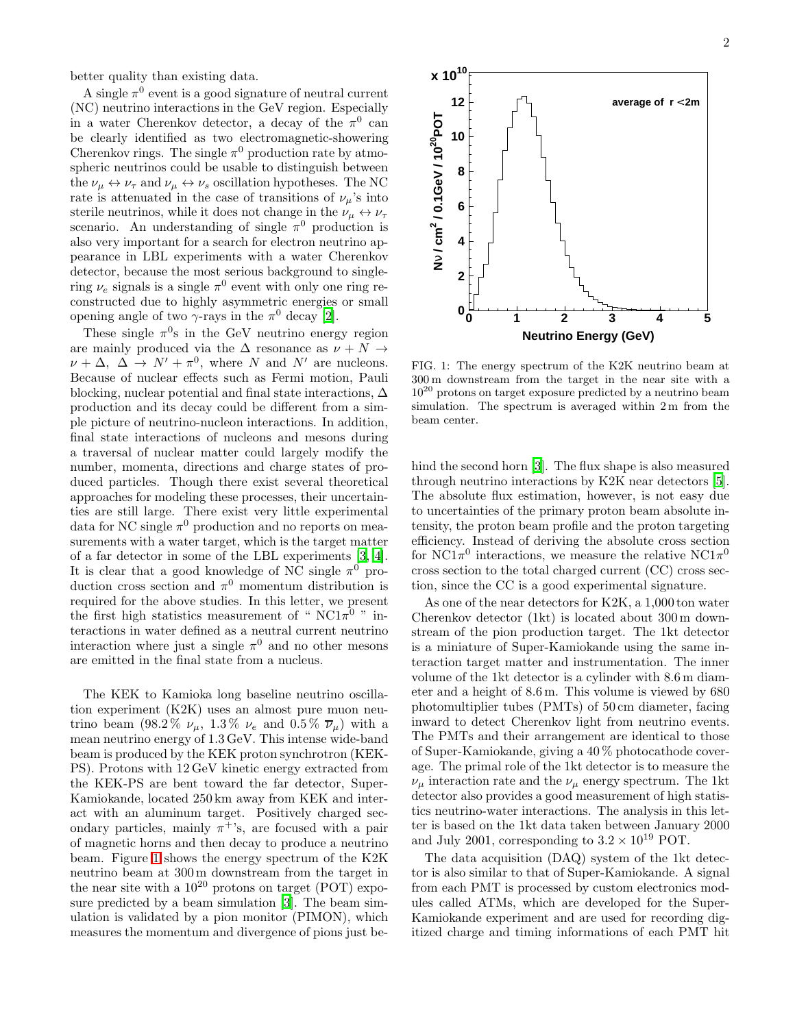better quality than existing data.

A single $\pi^0$ event is a good signature of neutral current (NC) neutrino interactions in the GeV region. Especially in a water Cherenkov detector, a decay of the $\pi^0$ can be clearly identified as two electromagnetic-showering Cherenkov rings. The single $\pi^0$ production rate by atmospheric neutrinos could be usable to distinguish between the $\nu_\mu \leftrightarrow \nu_\tau$ and $\nu_\mu \leftrightarrow \nu_s$ oscillation hypotheses. The NC rate is attenuated in the case of transitions of $\nu_\mu$'s into sterile neutrinos, while it does not change in the $\nu_\mu \leftrightarrow \nu_\tau$ scenario. An understanding of single $\pi^0$ production is also very important for a search for electron neutrino appearance in LBL experiments with a water Cherenkov detector, because the most serious background to single-ring $\nu_e$ signals is a single $\pi^0$ event with only one ring reconstructed due to highly asymmetric energies or small opening angle of two $\gamma$-rays in the $\pi^0$ decay [2].

These single $\pi^0$s in the GeV neutrino energy region are mainly produced via the $\Delta$ resonance as $\nu + N \rightarrow \nu + \Delta,\ \Delta \rightarrow N' + \pi^0$, where $N$ and $N'$ are nucleons. Because of nuclear effects such as Fermi motion, Pauli blocking, nuclear potential and final state interactions, $\Delta$ production and its decay could be different from a simple picture of neutrino-nucleon interactions. In addition, final state interactions of nucleons and mesons during a traversal of nuclear matter could largely modify the number, momenta, directions and charge states of produced particles. Though there exist several theoretical approaches for modeling these processes, their uncertainties are still large. There exist very little experimental data for NC single $\pi^0$ production and no reports on measurements with a water target, which is the target matter of a far detector in some of the LBL experiments [3, 4]. It is clear that a good knowledge of NC single $\pi^0$ production cross section and $\pi^0$ momentum distribution is required for the above studies. In this letter, we present the first high statistics measurement of " NC1$\pi^0$ " interactions in water defined as a neutral current neutrino interaction where just a single $\pi^0$ and no other mesons are emitted in the final state from a nucleus.

The KEK to Kamioka long baseline neutrino oscillation experiment (K2K) uses an almost pure muon neutrino beam (98.2 % $\nu_\mu$, 1.3 % $\nu_e$ and 0.5 % $\overline{\nu}_\mu$) with a mean neutrino energy of 1.3 GeV. This intense wide-band beam is produced by the KEK proton synchrotron (KEK-PS). Protons with 12 GeV kinetic energy extracted from the KEK-PS are bent toward the far detector, Super-Kamiokande, located 250 km away from KEK and interact with an aluminum target. Positively charged secondary particles, mainly $\pi^+$'s, are focused with a pair of magnetic horns and then decay to produce a neutrino beam. Figure 1 shows the energy spectrum of the K2K neutrino beam at 300 m downstream from the target in the near site with a $10^{20}$ protons on target (POT) exposure predicted by a beam simulation [3]. The beam simulation is validated by a pion monitor (PIMON), which measures the momentum and divergence of pions just behind the second horn [3]. The flux shape is also measured through neutrino interactions by K2K near detectors [5]. The absolute flux estimation, however, is not easy due to uncertainties of the primary proton beam absolute intensity, the proton beam profile and the proton targeting efficiency. Instead of deriving the absolute cross section for NC1$\pi^0$ interactions, we measure the relative NC1$\pi^0$ cross section to the total charged current (CC) cross section, since the CC is a good experimental signature.

FIG. 1: The energy spectrum of the K2K neutrino beam at 300 m downstream from the target in the near site with a $10^{20}$ protons on target exposure predicted by a neutrino beam simulation. The spectrum is averaged within 2 m from the beam center.

As one of the near detectors for K2K, a 1,000 ton water Cherenkov detector (1kt) is located about 300 m downstream of the pion production target. The 1kt detector is a miniature of Super-Kamiokande using the same interaction target matter and instrumentation. The inner volume of the 1kt detector is a cylinder with 8.6 m diameter and a height of 8.6 m. This volume is viewed by 680 photomultiplier tubes (PMTs) of 50 cm diameter, facing inward to detect Cherenkov light from neutrino events. The PMTs and their arrangement are identical to those of Super-Kamiokande, giving a 40 % photocathode coverage. The primal role of the 1kt detector is to measure the $\nu_\mu$ interaction rate and the $\nu_\mu$ energy spectrum. The 1kt detector also provides a good measurement of high statistics neutrino-water interactions. The analysis in this letter is based on the 1kt data taken between January 2000 and July 2001, corresponding to $3.2 \times 10^{19}$ POT.

The data acquisition (DAQ) system of the 1kt detector is also similar to that of Super-Kamiokande. A signal from each PMT is processed by custom electronics modules called ATMs, which are developed for the Super-Kamiokande experiment and are used for recording digitized charge and timing informations of each PMT hit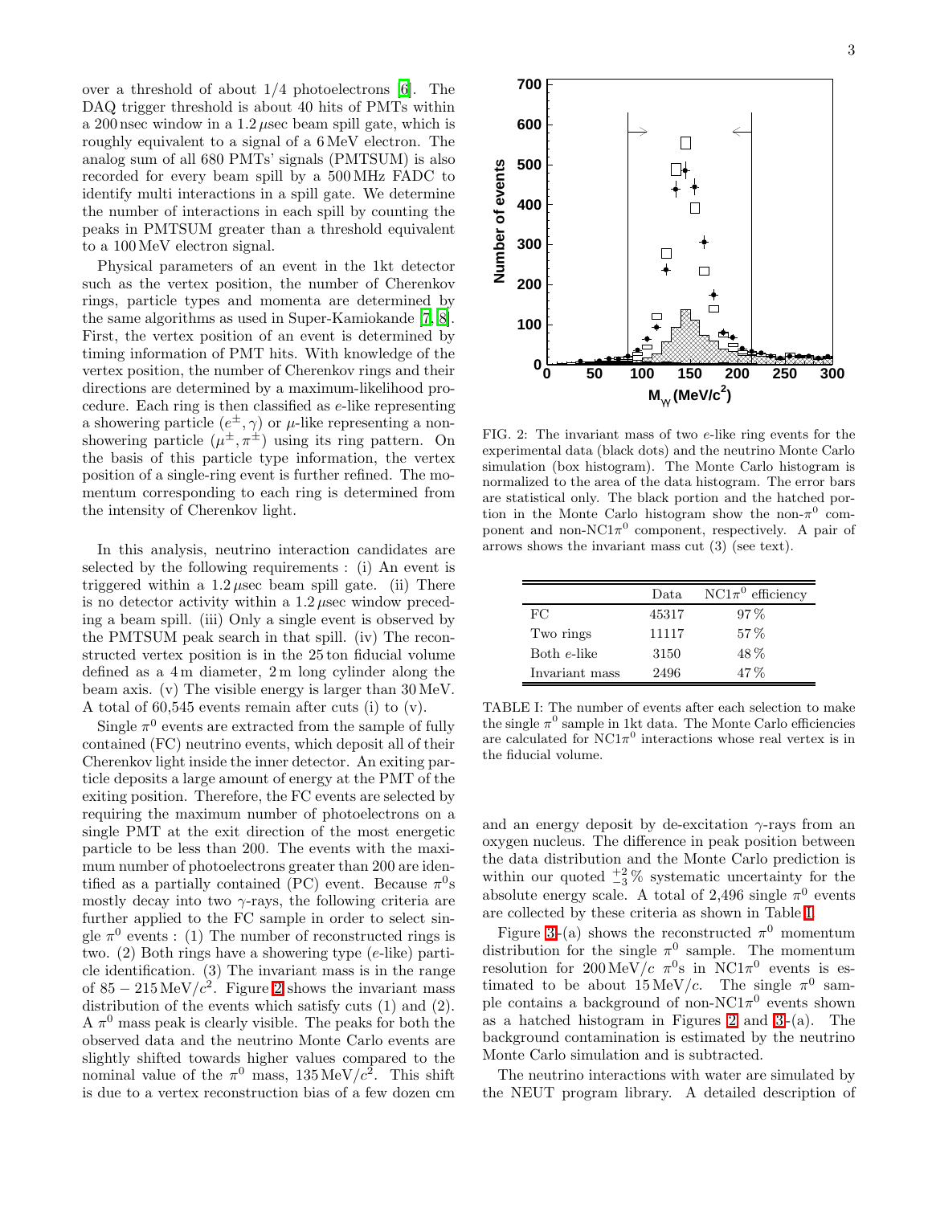over a threshold of about 1/4 photoelectrons [6]. The DAQ trigger threshold is about 40 hits of PMTs within a 200 nsec window in a 1.2 $\mu$sec beam spill gate, which is roughly equivalent to a signal of a 6 MeV electron. The analog sum of all 680 PMTs' signals (PMTSUM) is also recorded for every beam spill by a 500 MHz FADC to identify multi interactions in a spill gate. We determine the number of interactions in each spill by counting the peaks in PMTSUM greater than a threshold equivalent to a 100 MeV electron signal.

Physical parameters of an event in the 1kt detector such as the vertex position, the number of Cherenkov rings, particle types and momenta are determined by the same algorithms as used in Super-Kamiokande [7, 8]. First, the vertex position of an event is determined by timing information of PMT hits. With knowledge of the vertex position, the number of Cherenkov rings and their directions are determined by a maximum-likelihood procedure. Each ring is then classified as $e$-like representing a showering particle ($e^{\pm}, \gamma$) or $\mu$-like representing a non-showering particle ($\mu^{\pm}, \pi^{\pm}$) using its ring pattern. On the basis of this particle type information, the vertex position of a single-ring event is further refined. The momentum corresponding to each ring is determined from the intensity of Cherenkov light.

In this analysis, neutrino interaction candidates are selected by the following requirements : (i) An event is triggered within a 1.2 $\mu$sec beam spill gate. (ii) There is no detector activity within a 1.2 $\mu$sec window preceding a beam spill. (iii) Only a single event is observed by the PMTSUM peak search in that spill. (iv) The reconstructed vertex position is in the 25 ton fiducial volume defined as a 4 m diameter, 2 m long cylinder along the beam axis. (v) The visible energy is larger than 30 MeV. A total of 60,545 events remain after cuts (i) to (v).

Single $\pi^0$ events are extracted from the sample of fully contained (FC) neutrino events, which deposit all of their Cherenkov light inside the inner detector. An exiting particle deposits a large amount of energy at the PMT of the exiting position. Therefore, the FC events are selected by requiring the maximum number of photoelectrons on a single PMT at the exit direction of the most energetic particle to be less than 200. The events with the maximum number of photoelectrons greater than 200 are identified as a partially contained (PC) event. Because $\pi^0$s mostly decay into two $\gamma$-rays, the following criteria are further applied to the FC sample in order to select single $\pi^0$ events : (1) The number of reconstructed rings is two. (2) Both rings have a showering type ($e$-like) particle identification. (3) The invariant mass is in the range of $85-215\,\mathrm{MeV}/c^2$. Figure 2 shows the invariant mass distribution of the events which satisfy cuts (1) and (2). A $\pi^0$ mass peak is clearly visible. The peaks for both the observed data and the neutrino Monte Carlo events are slightly shifted towards higher values compared to the nominal value of the $\pi^0$ mass, $135\,\mathrm{MeV}/c^2$. This shift is due to a vertex reconstruction bias of a few dozen cm and an energy deposit by de-excitation $\gamma$-rays from an oxygen nucleus. The difference in peak position between the data distribution and the Monte Carlo prediction is within our quoted $^{+2}_{-3}$% systematic uncertainty for the absolute energy scale. A total of 2,496 single $\pi^0$ events are collected by these criteria as shown in Table I.

FIG. 2: The invariant mass of two $e$-like ring events for the experimental data (black dots) and the neutrino Monte Carlo simulation (box histogram). The Monte Carlo histogram is normalized to the area of the data histogram. The error bars are statistical only. The black portion and the hatched portion in the Monte Carlo histogram show the non-$\pi^0$ component and non-NC1$\pi^0$ component, respectively. A pair of arrows shows the invariant mass cut (3) (see text).

| | Data | NC1$\pi^0$ efficiency |
|---|---|---|
| FC | 45317 | 97 % |
| Two rings | 11117 | 57 % |
| Both $e$-like | 3150 | 48 % |
| Invariant mass | 2496 | 47 % |

TABLE I: The number of events after each selection to make the single $\pi^0$ sample in 1kt data. The Monte Carlo efficiencies are calculated for NC1$\pi^0$ interactions whose real vertex is in the fiducial volume.

Figure 3-(a) shows the reconstructed $\pi^0$ momentum distribution for the single $\pi^0$ sample. The momentum resolution for $200\,\mathrm{MeV}/c$ $\pi^0$s in NC1$\pi^0$ events is estimated to be about $15\,\mathrm{MeV}/c$. The single $\pi^0$ sample contains a background of non-NC1$\pi^0$ events shown as a hatched histogram in Figures 2 and 3-(a). The background contamination is estimated by the neutrino Monte Carlo simulation and is subtracted.

The neutrino interactions with water are simulated by the NEUT program library. A detailed description of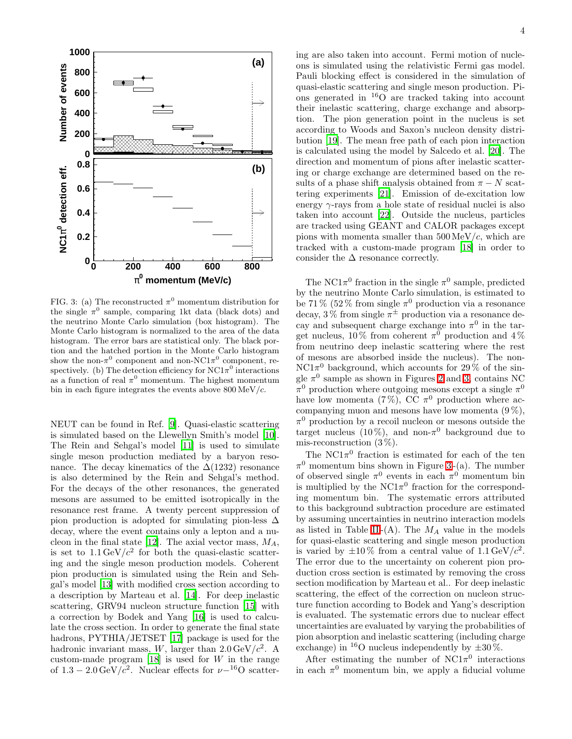FIG. 3: (a) The reconstructed $\pi^0$ momentum distribution for the single $\pi^0$ sample, comparing 1kt data (black dots) and the neutrino Monte Carlo simulation (box histogram). The Monte Carlo histogram is normalized to the area of the data histogram. The error bars are statistical only. The black portion and the hatched portion in the Monte Carlo histogram show the non-$\pi^0$ component and non-NC1$\pi^0$ component, respectively. (b) The detection efficiency for NC1$\pi^0$ interactions as a function of real $\pi^0$ momentum. The highest momentum bin in each figure integrates the events above 800 MeV/$c$.

NEUT can be found in Ref. [9]. Quasi-elastic scattering is simulated based on the Llewellyn Smith's model [10]. The Rein and Sehgal's model [11] is used to simulate single meson production mediated by a baryon resonance. The decay kinematics of the $\Delta(1232)$ resonance is also determined by the Rein and Sehgal's method. For the decays of the other resonances, the generated mesons are assumed to be emitted isotropically in the resonance rest frame. A twenty percent suppression of pion production is adopted for simulating pion-less $\Delta$ decay, where the event contains only a lepton and a nucleon in the final state [12]. The axial vector mass, $M_A$, is set to $1.1\,\mathrm{GeV}/c^2$ for both the quasi-elastic scattering and the single meson production models. Coherent pion production is simulated using the Rein and Sehgal's model [13] with modified cross section according to a description by Marteau et al. [14]. For deep inelastic scattering, GRV94 nucleon structure function [15] with a correction by Bodek and Yang [16] is used to calculate the cross section. In order to generate the final state hadrons, PYTHIA/JETSET [17] package is used for the hadronic invariant mass, $W$, larger than $2.0\,\mathrm{GeV}/c^2$. A custom-made program [18] is used for $W$ in the range of $1.3-2.0\,\mathrm{GeV}/c^2$. Nuclear effects for $\nu-{}^{16}$O scattering are also taken into account. Fermi motion of nucleons is simulated using the relativistic Fermi gas model. Pauli blocking effect is considered in the simulation of quasi-elastic scattering and single meson production. Pions generated in $^{16}$O are tracked taking into account their inelastic scattering, charge exchange and absorption. The pion generation point in the nucleus is set according to Woods and Saxon's nucleon density distribution [19]. The mean free path of each pion interaction is calculated using the model by Salcedo et al. [20]. The direction and momentum of pions after inelastic scattering or charge exchange are determined based on the results of a phase shift analysis obtained from $\pi - N$ scattering experiments [21]. Emission of de-excitation low energy $\gamma$-rays from a hole state of residual nuclei is also taken into account [22]. Outside the nucleus, particles are tracked using GEANT and CALOR packages except pions with momenta smaller than 500 MeV/$c$, which are tracked with a custom-made program [18] in order to consider the $\Delta$ resonance correctly.

The NC1$\pi^0$ fraction in the single $\pi^0$ sample, predicted by the neutrino Monte Carlo simulation, is estimated to be 71 % (52 % from single $\pi^0$ production via a resonance decay, 3 % from single $\pi^\pm$ production via a resonance decay and subsequent charge exchange into $\pi^0$ in the target nucleus, 10 % from coherent $\pi^0$ production and 4 % from neutrino deep inelastic scattering where the rest of mesons are absorbed inside the nucleus). The non-NC1$\pi^0$ background, which accounts for 29 % of the single $\pi^0$ sample as shown in Figures 2 and 3, contains NC $\pi^0$ production where outgoing mesons except a single $\pi^0$ have low momenta (7 %), CC $\pi^0$ production where accompanying muon and mesons have low momenta (9 %), $\pi^0$ production by a recoil nucleon or mesons outside the target nucleus (10 %), and non-$\pi^0$ background due to mis-reconstruction (3 %).

The NC1$\pi^0$ fraction is estimated for each of the ten $\pi^0$ momentum bins shown in Figure 3-(a). The number of observed single $\pi^0$ events in each $\pi^0$ momentum bin is multiplied by the NC1$\pi^0$ fraction for the corresponding momentum bin. The systematic errors attributed to this background subtraction procedure are estimated by assuming uncertainties in neutrino interaction models as listed in Table III-(A). The $M_A$ value in the models for quasi-elastic scattering and single meson production is varied by $\pm 10$ % from a central value of $1.1\,\mathrm{GeV}/c^2$. The error due to the uncertainty on coherent pion production cross section is estimated by removing the cross section modification by Marteau et al.. For deep inelastic scattering, the effect of the correction on nucleon structure function according to Bodek and Yang's description is evaluated. The systematic errors due to nuclear effect uncertainties are evaluated by varying the probabilities of pion absorption and inelastic scattering (including charge exchange) in $^{16}$O nucleus independently by $\pm 30$ %.

After estimating the number of NC1$\pi^0$ interactions in each $\pi^0$ momentum bin, we apply a fiducial volume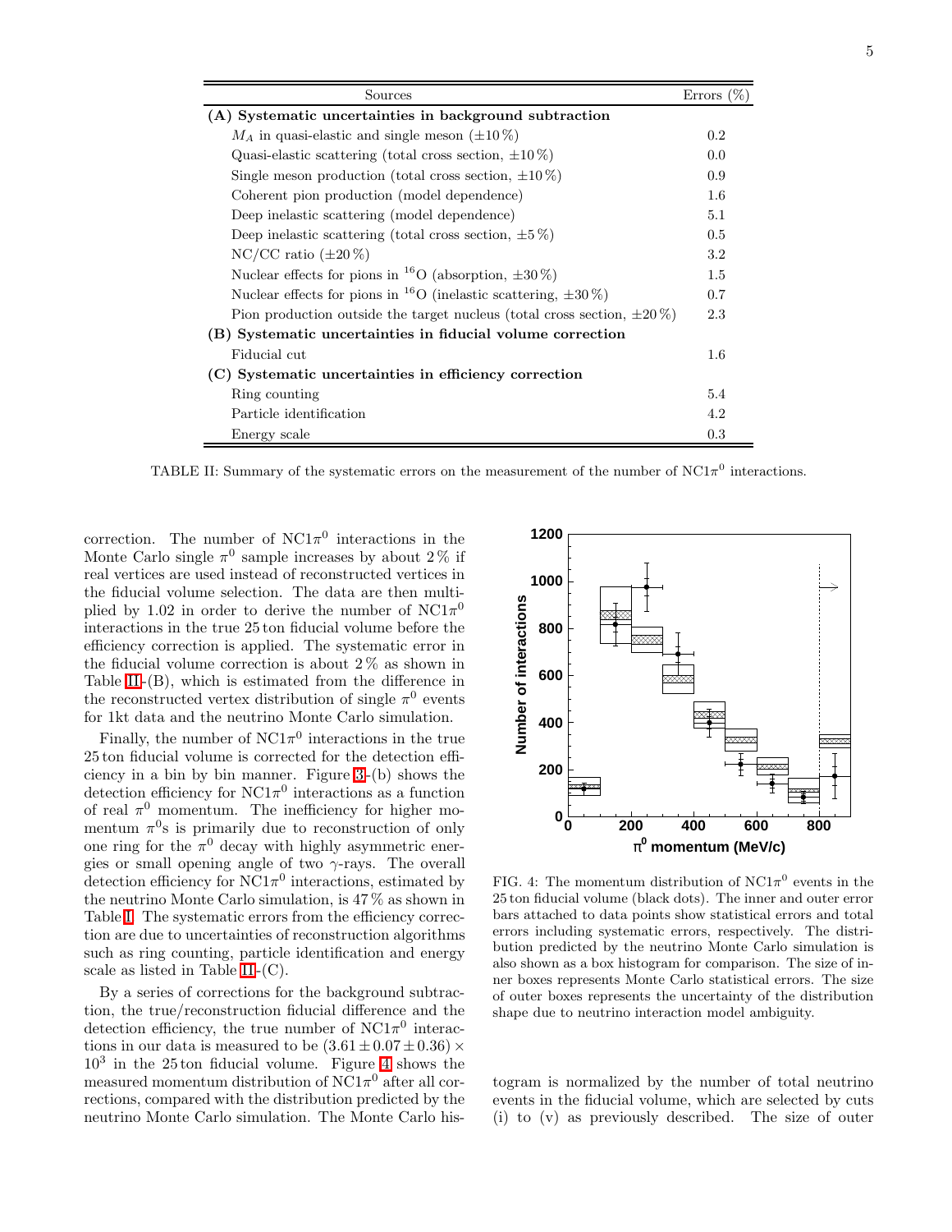| Sources | Errors (%) |
|---|---|
| **(A) Systematic uncertainties in background subtraction** | |
| $M_A$ in quasi-elastic and single meson ($\pm 10\,\%$) | 0.2 |
| Quasi-elastic scattering (total cross section, $\pm 10\,\%$) | 0.0 |
| Single meson production (total cross section, $\pm 10\,\%$) | 0.9 |
| Coherent pion production (model dependence) | 1.6 |
| Deep inelastic scattering (model dependence) | 5.1 |
| Deep inelastic scattering (total cross section, $\pm 5\,\%$) | 0.5 |
| NC/CC ratio ($\pm 20\,\%$) | 3.2 |
| Nuclear effects for pions in $^{16}$O (absorption, $\pm 30\,\%$) | 1.5 |
| Nuclear effects for pions in $^{16}$O (inelastic scattering, $\pm 30\,\%$) | 0.7 |
| Pion production outside the target nucleus (total cross section, $\pm 20\,\%$) | 2.3 |
| **(B) Systematic uncertainties in fiducial volume correction** | |
| Fiducial cut | 1.6 |
| **(C) Systematic uncertainties in efficiency correction** | |
| Ring counting | 5.4 |
| Particle identification | 4.2 |
| Energy scale | 0.3 |

TABLE II: Summary of the systematic errors on the measurement of the number of NC$1\pi^0$ interactions.

correction. The number of NC$1\pi^0$ interactions in the Monte Carlo single $\pi^0$ sample increases by about 2 % if real vertices are used instead of reconstructed vertices in the fiducial volume selection. The data are then multiplied by 1.02 in order to derive the number of NC$1\pi^0$ interactions in the true 25 ton fiducial volume before the efficiency correction is applied. The systematic error in the fiducial volume correction is about 2 % as shown in Table II-(B), which is estimated from the difference in the reconstructed vertex distribution of single $\pi^0$ events for 1kt data and the neutrino Monte Carlo simulation.

Finally, the number of NC$1\pi^0$ interactions in the true 25 ton fiducial volume is corrected for the detection efficiency in a bin by bin manner. Figure 3-(b) shows the detection efficiency for NC$1\pi^0$ interactions as a function of real $\pi^0$ momentum. The inefficiency for higher momentum $\pi^0$s is primarily due to reconstruction of only one ring for the $\pi^0$ decay with highly asymmetric energies or small opening angle of two $\gamma$-rays. The overall detection efficiency for NC$1\pi^0$ interactions, estimated by the neutrino Monte Carlo simulation, is 47 % as shown in Table I. The systematic errors from the efficiency correction are due to uncertainties of reconstruction algorithms such as ring counting, particle identification and energy scale as listed in Table II-(C).

By a series of corrections for the background subtraction, the true/reconstruction fiducial difference and the detection efficiency, the true number of NC$1\pi^0$ interactions in our data is measured to be $(3.61 \pm 0.07 \pm 0.36) \times 10^3$ in the 25 ton fiducial volume. Figure 4 shows the measured momentum distribution of NC$1\pi^0$ after all corrections, compared with the distribution predicted by the neutrino Monte Carlo simulation. The Monte Carlo histogram is normalized by the number of total neutrino events in the fiducial volume, which are selected by cuts (i) to (v) as previously described. The size of outer

FIG. 4: The momentum distribution of NC$1\pi^0$ events in the 25 ton fiducial volume (black dots). The inner and outer error bars attached to data points show statistical errors and total errors including systematic errors, respectively. The distribution predicted by the neutrino Monte Carlo simulation is also shown as a box histogram for comparison. The size of inner boxes represents Monte Carlo statistical errors. The size of outer boxes represents the uncertainty of the distribution shape due to neutrino interaction model ambiguity.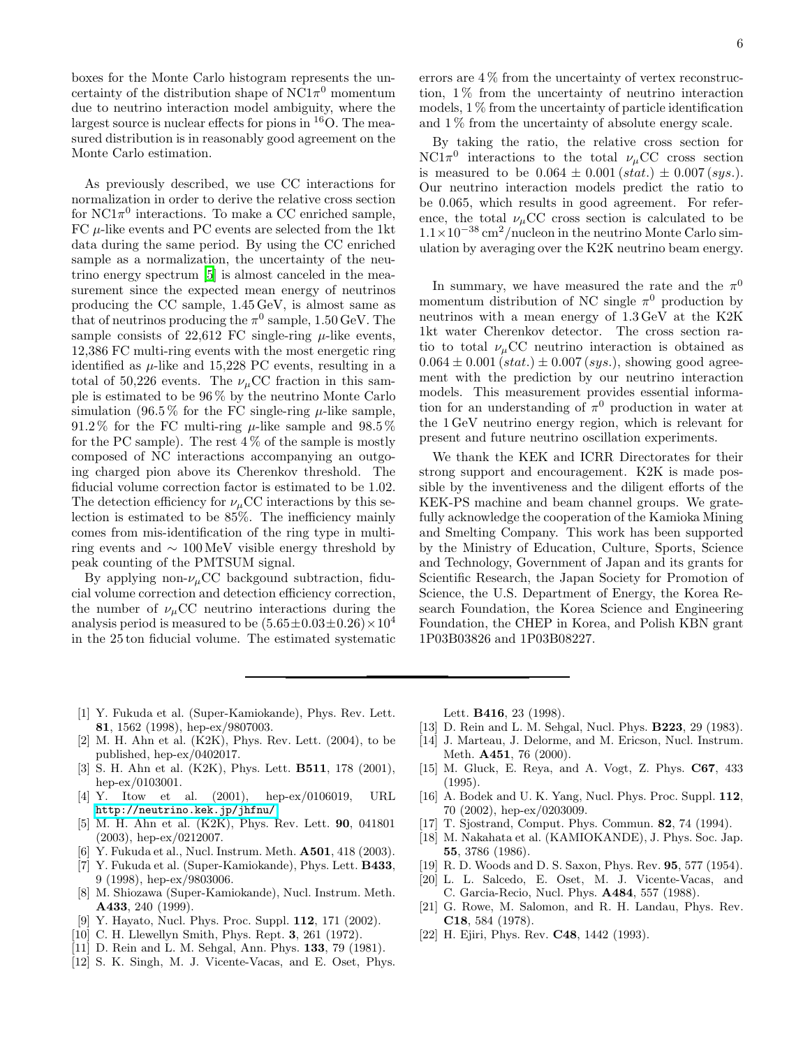boxes for the Monte Carlo histogram represents the uncertainty of the distribution shape of NC1$\pi^0$ momentum due to neutrino interaction model ambiguity, where the largest source is nuclear effects for pions in $^{16}$O. The measured distribution is in reasonably good agreement on the Monte Carlo estimation.

As previously described, we use CC interactions for normalization in order to derive the relative cross section for NC1$\pi^0$ interactions. To make a CC enriched sample, FC $\mu$-like events and PC events are selected from the 1kt data during the same period. By using the CC enriched sample as a normalization, the uncertainty of the neutrino energy spectrum [5] is almost canceled in the measurement since the expected mean energy of neutrinos producing the CC sample, 1.45 GeV, is almost same as that of neutrinos producing the $\pi^0$ sample, 1.50 GeV. The sample consists of 22,612 FC single-ring $\mu$-like events, 12,386 FC multi-ring events with the most energetic ring identified as $\mu$-like and 15,228 PC events, resulting in a total of 50,226 events. The $\nu_\mu$CC fraction in this sample is estimated to be 96 % by the neutrino Monte Carlo simulation (96.5 % for the FC single-ring $\mu$-like sample, 91.2 % for the FC multi-ring $\mu$-like sample and 98.5 % for the PC sample). The rest 4 % of the sample is mostly composed of NC interactions accompanying an outgoing charged pion above its Cherenkov threshold. The fiducial volume correction factor is estimated to be 1.02. The detection efficiency for $\nu_\mu$CC interactions by this selection is estimated to be 85%. The inefficiency mainly comes from mis-identification of the ring type in multi-ring events and $\sim$ 100 MeV visible energy threshold by peak counting of the PMTSUM signal.

By applying non-$\nu_\mu$CC backgound subtraction, fiducial volume correction and detection efficiency correction, the number of $\nu_\mu$CC neutrino interactions during the analysis period is measured to be $(5.65 \pm 0.03 \pm 0.26) \times 10^4$ in the 25 ton fiducial volume. The estimated systematic errors are 4 % from the uncertainty of vertex reconstruction, 1 % from the uncertainty of neutrino interaction models, 1 % from the uncertainty of particle identification and 1 % from the uncertainty of absolute energy scale.

By taking the ratio, the relative cross section for NC1$\pi^0$ interactions to the total $\nu_\mu$CC cross section is measured to be $0.064 \pm 0.001\,(stat.) \pm 0.007\,(sys.)$. Our neutrino interaction models predict the ratio to be 0.065, which results in good agreement. For reference, the total $\nu_\mu$CC cross section is calculated to be $1.1 \times 10^{-38}\,\mathrm{cm}^2$/nucleon in the neutrino Monte Carlo simulation by averaging over the K2K neutrino beam energy.

In summary, we have measured the rate and the $\pi^0$ momentum distribution of NC single $\pi^0$ production by neutrinos with a mean energy of 1.3 GeV at the K2K 1kt water Cherenkov detector. The cross section ratio to total $\nu_\mu$CC neutrino interaction is obtained as $0.064 \pm 0.001\,(stat.) \pm 0.007\,(sys.)$, showing good agreement with the prediction by our neutrino interaction models. This measurement provides essential information for an understanding of $\pi^0$ production in water at the 1 GeV neutrino energy region, which is relevant for present and future neutrino oscillation experiments.

We thank the KEK and ICRR Directorates for their strong support and encouragement. K2K is made possible by the inventiveness and the diligent efforts of the KEK-PS machine and beam channel groups. We gratefully acknowledge the cooperation of the Kamioka Mining and Smelting Company. This work has been supported by the Ministry of Education, Culture, Sports, Science and Technology, Government of Japan and its grants for Scientific Research, the Japan Society for Promotion of Science, the U.S. Department of Energy, the Korea Research Foundation, the Korea Science and Engineering Foundation, the CHEP in Korea, and Polish KBN grant 1P03B03826 and 1P03B08227.

---

[1] Y. Fukuda et al. (Super-Kamiokande), Phys. Rev. Lett. **81**, 1562 (1998), hep-ex/9807003.

[2] M. H. Ahn et al. (K2K), Phys. Rev. Lett. (2004), to be published, hep-ex/0402017.

[3] S. H. Ahn et al. (K2K), Phys. Lett. **B511**, 178 (2001), hep-ex/0103001.

[4] Y. Itow et al. (2001), hep-ex/0106019, URL http://neutrino.kek.jp/jhfnu/.

[5] M. H. Ahn et al. (K2K), Phys. Rev. Lett. **90**, 041801 (2003), hep-ex/0212007.

[6] Y. Fukuda et al., Nucl. Instrum. Meth. **A501**, 418 (2003).

[7] Y. Fukuda et al. (Super-Kamiokande), Phys. Lett. **B433**, 9 (1998), hep-ex/9803006.

[8] M. Shiozawa (Super-Kamiokande), Nucl. Instrum. Meth. **A433**, 240 (1999).

[9] Y. Hayato, Nucl. Phys. Proc. Suppl. **112**, 171 (2002).

[10] C. H. Llewellyn Smith, Phys. Rept. **3**, 261 (1972).

[11] D. Rein and L. M. Sehgal, Ann. Phys. **133**, 79 (1981).

[12] S. K. Singh, M. J. Vicente-Vacas, and E. Oset, Phys. Lett. **B416**, 23 (1998).

[13] D. Rein and L. M. Sehgal, Nucl. Phys. **B223**, 29 (1983).

[14] J. Marteau, J. Delorme, and M. Ericson, Nucl. Instrum. Meth. **A451**, 76 (2000).

[15] M. Gluck, E. Reya, and A. Vogt, Z. Phys. **C67**, 433 (1995).

[16] A. Bodek and U. K. Yang, Nucl. Phys. Proc. Suppl. **112**, 70 (2002), hep-ex/0203009.

[17] T. Sjostrand, Comput. Phys. Commun. **82**, 74 (1994).

[18] M. Nakahata et al. (KAMIOKANDE), J. Phys. Soc. Jap. **55**, 3786 (1986).

[19] R. D. Woods and D. S. Saxon, Phys. Rev. **95**, 577 (1954).

[20] L. L. Salcedo, E. Oset, M. J. Vicente-Vacas, and C. Garcia-Recio, Nucl. Phys. **A484**, 557 (1988).

[21] G. Rowe, M. Salomon, and R. H. Landau, Phys. Rev. **C18**, 584 (1978).

[22] H. Ejiri, Phys. Rev. **C48**, 1442 (1993).